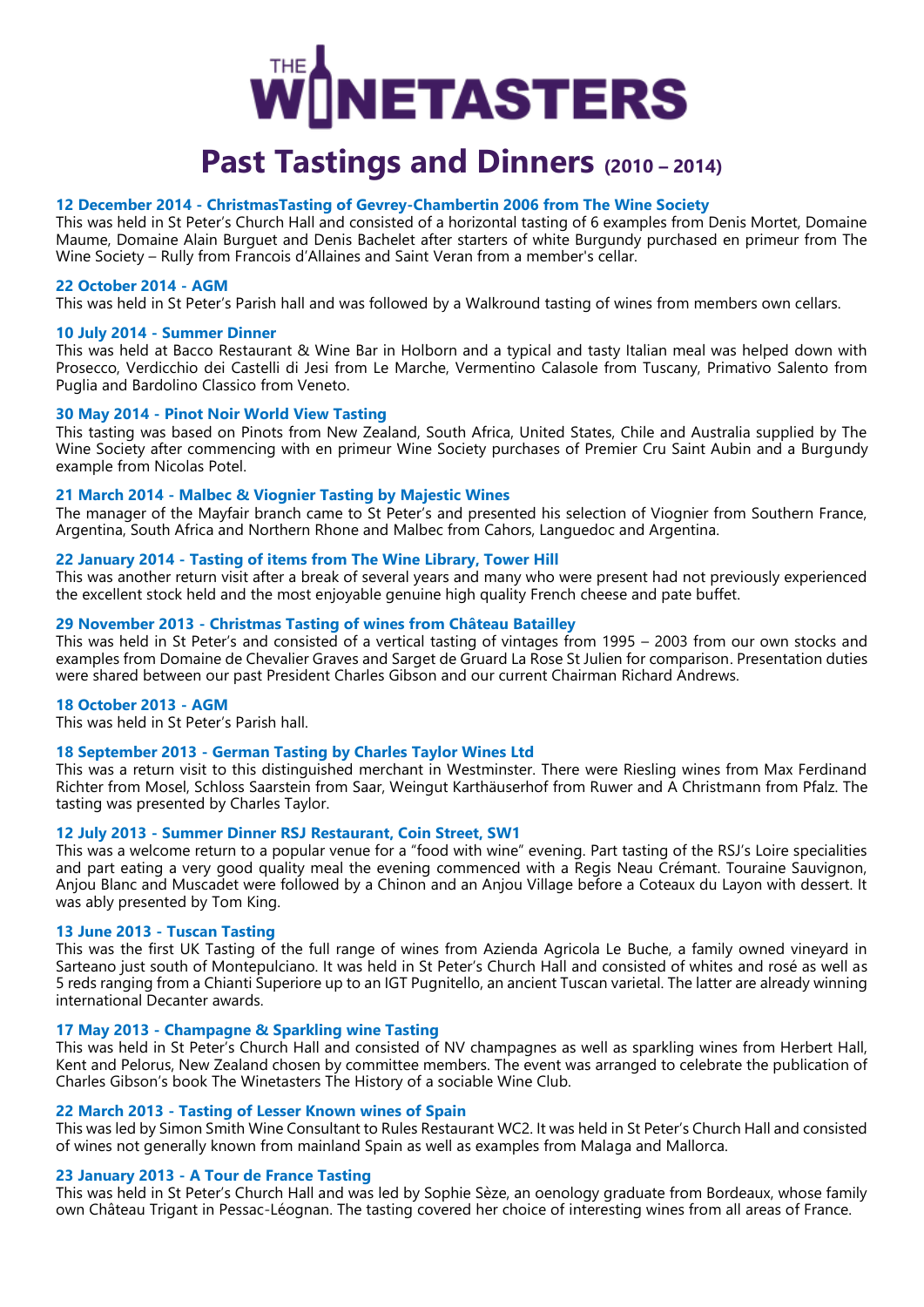# THE WINETASTERS

# Past Tastings and Dinners (2010 – 2014)

### 12 December 2014 - ChristmasTasting of Gevrey-Chambertin 2006 from The Wine Society

This was held in St Peter's Church Hall and consisted of a horizontal tasting of 6 examples from Denis Mortet, Domaine Maume, Domaine Alain Burguet and Denis Bachelet after starters of white Burgundy purchased en primeur from The Wine Society – Rully from Francois d'Allaines and Saint Veran from a member's cellar.

### 22 October 2014 - AGM

This was held in St Peter's Parish hall and was followed by a Walkround tasting of wines from members own cellars.

### 10 July 2014 - Summer Dinner

This was held at Bacco Restaurant & Wine Bar in Holborn and a typical and tasty Italian meal was helped down with Prosecco, Verdicchio dei Castelli di Jesi from Le Marche, Vermentino Calasole from Tuscany, Primativo Salento from Puglia and Bardolino Classico from Veneto.

### 30 May 2014 - Pinot Noir World View Tasting

This tasting was based on Pinots from New Zealand, South Africa, United States, Chile and Australia supplied by The Wine Society after commencing with en primeur Wine Society purchases of Premier Cru Saint Aubin and a Burgundy example from Nicolas Potel.

### 21 March 2014 - Malbec & Viognier Tasting by Majestic Wines

The manager of the Mayfair branch came to St Peter's and presented his selection of Viognier from Southern France, Argentina, South Africa and Northern Rhone and Malbec from Cahors, Languedoc and Argentina.

### 22 January 2014 - Tasting of items from The Wine Library, Tower Hill

This was another return visit after a break of several years and many who were present had not previously experienced the excellent stock held and the most enjoyable genuine high quality French cheese and pate buffet.

### 29 November 2013 - Christmas Tasting of wines from Château Batailley

This was held in St Peter's and consisted of a vertical tasting of vintages from 1995 – 2003 from our own stocks and examples from Domaine de Chevalier Graves and Sarget de Gruard La Rose St Julien for comparison. Presentation duties were shared between our past President Charles Gibson and our current Chairman Richard Andrews.

### 18 October 2013 - AGM

This was held in St Peter's Parish hall.

### 18 September 2013 - German Tasting by Charles Taylor Wines Ltd

This was a return visit to this distinguished merchant in Westminster. There were Riesling wines from Max Ferdinand Richter from Mosel, Schloss Saarstein from Saar, Weingut Karthäuserhof from Ruwer and A Christmann from Pfalz. The tasting was presented by Charles Taylor.

### 12 July 2013 - Summer Dinner RSJ Restaurant, Coin Street, SW1

This was a welcome return to a popular venue for a "food with wine" evening. Part tasting of the RSJ's Loire specialities and part eating a very good quality meal the evening commenced with a Regis Neau Crémant. Touraine Sauvignon, Anjou Blanc and Muscadet were followed by a Chinon and an Anjou Village before a Coteaux du Layon with dessert. It was ably presented by Tom King.

### 13 June 2013 - Tuscan Tasting

This was the first UK Tasting of the full range of wines from Azienda Agricola Le Buche, a family owned vineyard in Sarteano just south of Montepulciano. It was held in St Peter's Church Hall and consisted of whites and rosé as well as 5 reds ranging from a Chianti Superiore up to an IGT Pugnitello, an ancient Tuscan varietal. The latter are already winning international Decanter awards.

### 17 May 2013 - Champagne & Sparkling wine Tasting

This was held in St Peter's Church Hall and consisted of NV champagnes as well as sparkling wines from Herbert Hall, Kent and Pelorus, New Zealand chosen by committee members. The event was arranged to celebrate the publication of Charles Gibson's book The Winetasters The History of a sociable Wine Club.

### 22 March 2013 - Tasting of Lesser Known wines of Spain

This was led by Simon Smith Wine Consultant to Rules Restaurant WC2. It was held in St Peter's Church Hall and consisted of wines not generally known from mainland Spain as well as examples from Malaga and Mallorca.

### 23 January 2013 - A Tour de France Tasting

This was held in St Peter's Church Hall and was led by Sophie Sèze, an oenology graduate from Bordeaux, whose family own Château Trigant in Pessac-Léognan. The tasting covered her choice of interesting wines from all areas of France.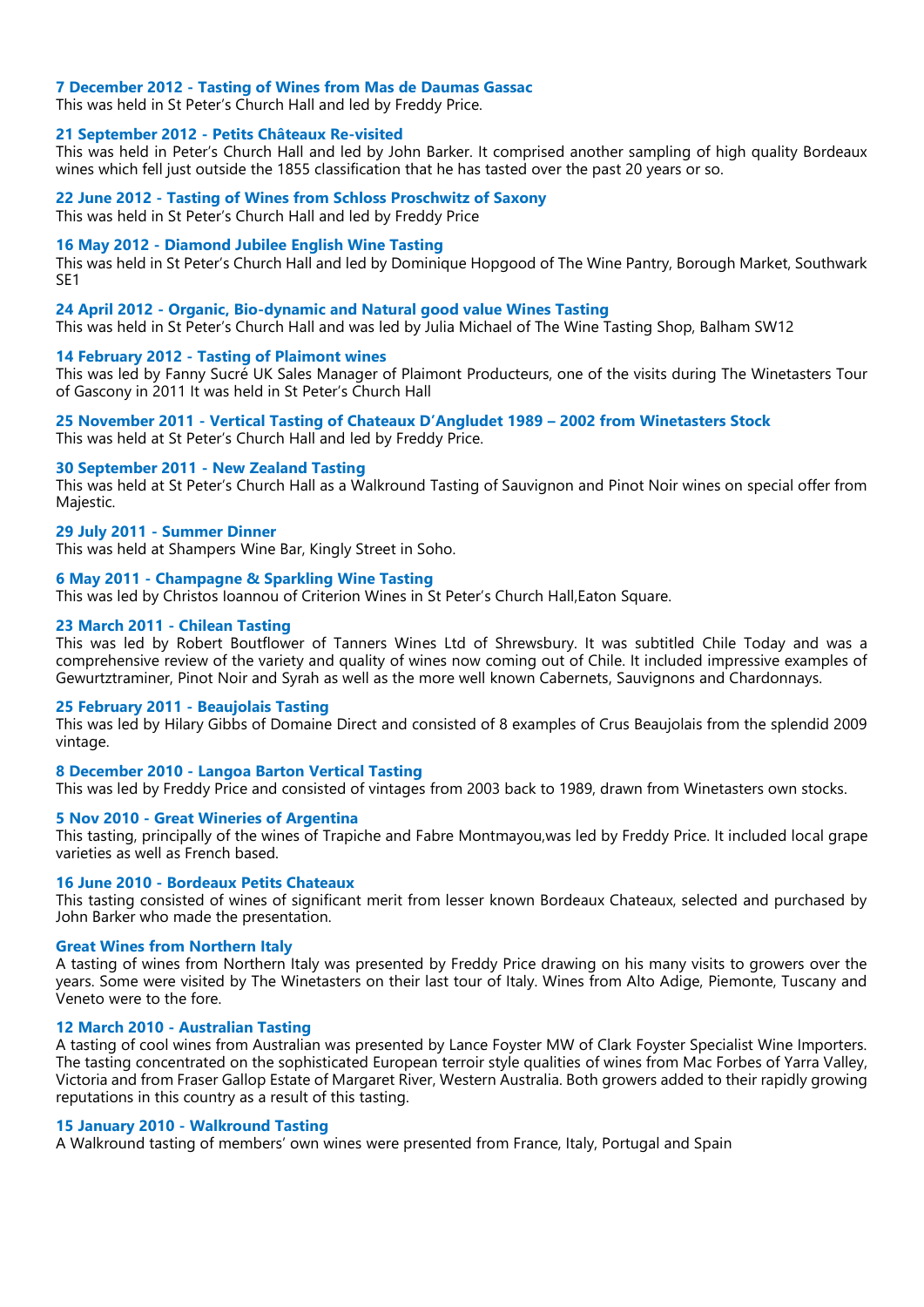### 7 December 2012 - Tasting of Wines from Mas de Daumas Gassac

This was held in St Peter's Church Hall and led by Freddy Price.

### 21 September 2012 - Petits Châteaux Re-visited

This was held in Peter's Church Hall and led by John Barker. It comprised another sampling of high quality Bordeaux wines which fell just outside the 1855 classification that he has tasted over the past 20 years or so.

### 22 June 2012 - Tasting of Wines from Schloss Proschwitz of Saxony

This was held in St Peter's Church Hall and led by Freddy Price

### 16 May 2012 - Diamond Jubilee English Wine Tasting

This was held in St Peter's Church Hall and led by Dominique Hopgood of The Wine Pantry, Borough Market, Southwark SE1

### 24 April 2012 - Organic, Bio-dynamic and Natural good value Wines Tasting

This was held in St Peter's Church Hall and was led by Julia Michael of The Wine Tasting Shop, Balham SW12

### 14 February 2012 - Tasting of Plaimont wines

This was led by Fanny Sucré UK Sales Manager of Plaimont Producteurs, one of the visits during The Winetasters Tour of Gascony in 2011 It was held in St Peter's Church Hall

### 25 November 2011 - Vertical Tasting of Chateaux D'Angludet 1989 – 2002 from Winetasters Stock

This was held at St Peter's Church Hall and led by Freddy Price.

### 30 September 2011 - New Zealand Tasting

This was held at St Peter's Church Hall as a Walkround Tasting of Sauvignon and Pinot Noir wines on special offer from Majestic.

### 29 July 2011 - Summer Dinner

This was held at Shampers Wine Bar, Kingly Street in Soho.

### 6 May 2011 - Champagne & Sparkling Wine Tasting

This was led by Christos Ioannou of Criterion Wines in St Peter's Church Hall,Eaton Square.

### 23 March 2011 - Chilean Tasting

This was led by Robert Boutflower of Tanners Wines Ltd of Shrewsbury. It was subtitled Chile Today and was a comprehensive review of the variety and quality of wines now coming out of Chile. It included impressive examples of Gewurtztraminer, Pinot Noir and Syrah as well as the more well known Cabernets, Sauvignons and Chardonnays.

### 25 February 2011 - Beaujolais Tasting

This was led by Hilary Gibbs of Domaine Direct and consisted of 8 examples of Crus Beaujolais from the splendid 2009 vintage.

### 8 December 2010 - Langoa Barton Vertical Tasting

This was led by Freddy Price and consisted of vintages from 2003 back to 1989, drawn from Winetasters own stocks.

### 5 Nov 2010 - Great Wineries of Argentina

This tasting, principally of the wines of Trapiche and Fabre Montmayou,was led by Freddy Price. It included local grape varieties as well as French based.

### 16 June 2010 - Bordeaux Petits Chateaux

This tasting consisted of wines of significant merit from lesser known Bordeaux Chateaux, selected and purchased by John Barker who made the presentation.

### Great Wines from Northern Italy

A tasting of wines from Northern Italy was presented by Freddy Price drawing on his many visits to growers over the years. Some were visited by The Winetasters on their last tour of Italy. Wines from Alto Adige, Piemonte, Tuscany and Veneto were to the fore.

### 12 March 2010 - Australian Tasting

A tasting of cool wines from Australian was presented by Lance Foyster MW of Clark Foyster Specialist Wine Importers. The tasting concentrated on the sophisticated European terroir style qualities of wines from Mac Forbes of Yarra Valley, Victoria and from Fraser Gallop Estate of Margaret River, Western Australia. Both growers added to their rapidly growing reputations in this country as a result of this tasting.

### 15 January 2010 - Walkround Tasting

A Walkround tasting of members' own wines were presented from France, Italy, Portugal and Spain